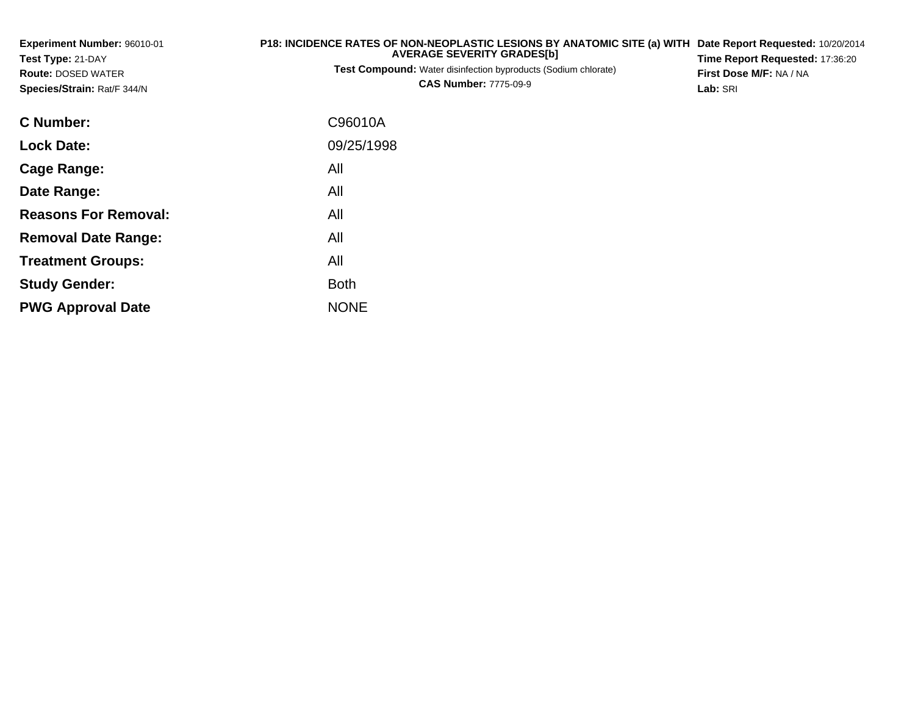**Experiment Number:** 96010-01
**Test Type:** 21-DAY
**Route:** DOSED WATER
**Species/Strain:** Rat/F 344/N

**P18: INCIDENCE RATES OF NON-NEOPLASTIC LESIONS BY ANATOMIC SITE (a) WITH AVERAGE SEVERITY GRADES[b]**

**Test Compound:** Water disinfection byproducts (Sodium chlorate)

**CAS Number:** 7775-09-9

**Date Report Requested:** 10/20/2014
**Time Report Requested:** 17:36:20
**First Dose M/F:** NA / NA
**Lab:** SRI

| | |
|---|---|
| **C Number:** | C96010A |
| **Lock Date:** | 09/25/1998 |
| **Cage Range:** | All |
| **Date Range:** | All |
| **Reasons For Removal:** | All |
| **Removal Date Range:** | All |
| **Treatment Groups:** | All |
| **Study Gender:** | Both |
| **PWG Approval Date** | NONE |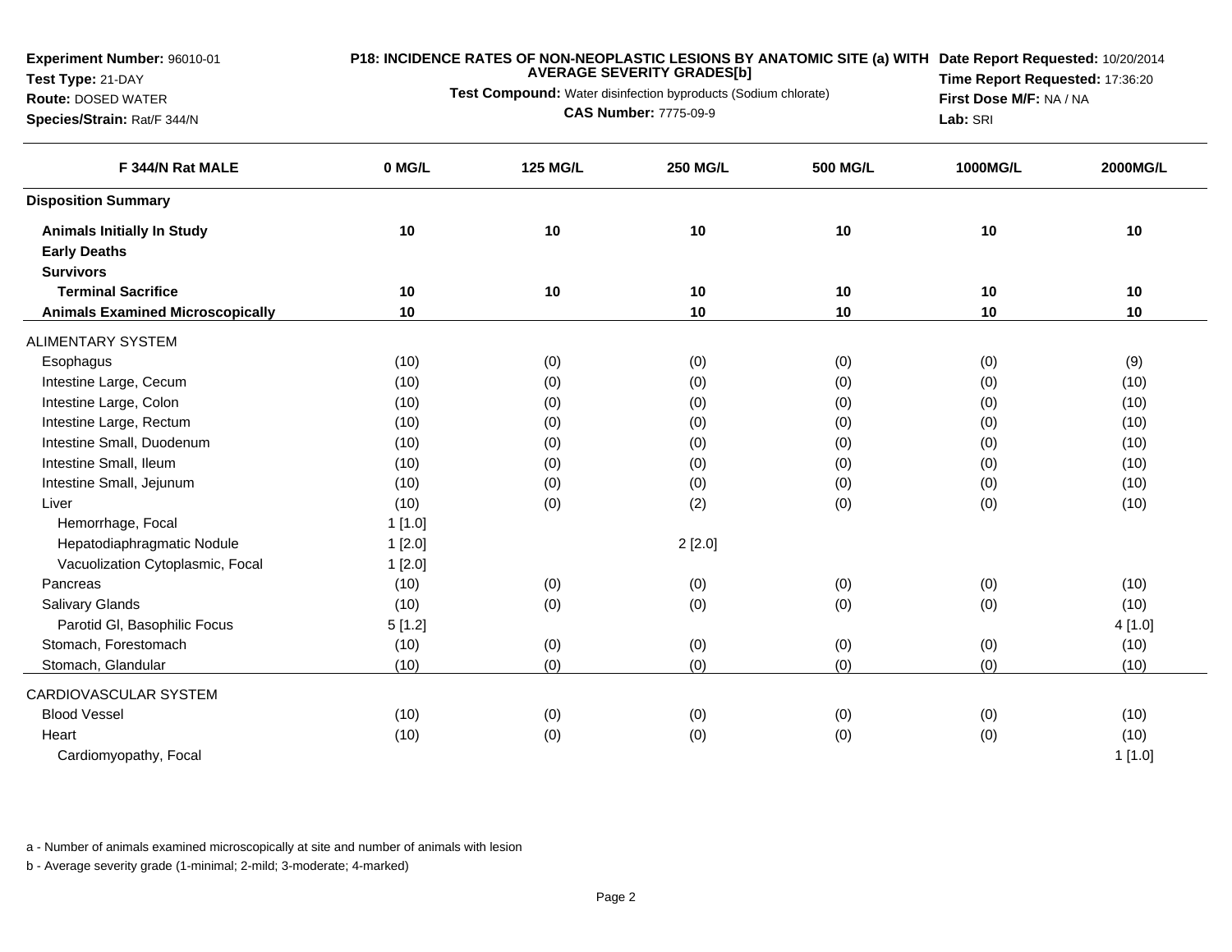**Experiment Number:** 96010-01
**Test Type:** 21-DAY
**Route:** DOSED WATER
**Species/Strain:** Rat/F 344/N

**P18: INCIDENCE RATES OF NON-NEOPLASTIC LESIONS BY ANATOMIC SITE (a) WITH AVERAGE SEVERITY GRADES[b]**
**Test Compound:** Water disinfection byproducts (Sodium chlorate)
**CAS Number:** 7775-09-9

**Date Report Requested:** 10/20/2014
**Time Report Requested:** 17:36:20
**First Dose M/F:** NA / NA
**Lab:** SRI

| F 344/N Rat MALE | 0 MG/L | 125 MG/L | 250 MG/L | 500 MG/L | 1000MG/L | 2000MG/L |
|---|---|---|---|---|---|---|
| **Disposition Summary** | | | | | | |
| **Animals Initially In Study** | **10** | **10** | **10** | **10** | **10** | **10** |
| **Early Deaths** | | | | | | |
| **Survivors** | | | | | | |
| **Terminal Sacrifice** | **10** | **10** | **10** | **10** | **10** | **10** |
| **Animals Examined Microscopically** | **10** | | **10** | **10** | **10** | **10** |
| ALIMENTARY SYSTEM | | | | | | |
| Esophagus | (10) | (0) | (0) | (0) | (0) | (9) |
| Intestine Large, Cecum | (10) | (0) | (0) | (0) | (0) | (10) |
| Intestine Large, Colon | (10) | (0) | (0) | (0) | (0) | (10) |
| Intestine Large, Rectum | (10) | (0) | (0) | (0) | (0) | (10) |
| Intestine Small, Duodenum | (10) | (0) | (0) | (0) | (0) | (10) |
| Intestine Small, Ileum | (10) | (0) | (0) | (0) | (0) | (10) |
| Intestine Small, Jejunum | (10) | (0) | (0) | (0) | (0) | (10) |
| Liver | (10) | (0) | (2) | (0) | (0) | (10) |
| Hemorrhage, Focal | 1 [1.0] | | | | | |
| Hepatodiaphragmatic Nodule | 1 [2.0] | | 2 [2.0] | | | |
| Vacuolization Cytoplasmic, Focal | 1 [2.0] | | | | | |
| Pancreas | (10) | (0) | (0) | (0) | (0) | (10) |
| Salivary Glands | (10) | (0) | (0) | (0) | (0) | (10) |
| Parotid Gl, Basophilic Focus | 5 [1.2] | | | | | 4 [1.0] |
| Stomach, Forestomach | (10) | (0) | (0) | (0) | (0) | (10) |
| Stomach, Glandular | (10) | (0) | (0) | (0) | (0) | (10) |
| CARDIOVASCULAR SYSTEM | | | | | | |
| Blood Vessel | (10) | (0) | (0) | (0) | (0) | (10) |
| Heart | (10) | (0) | (0) | (0) | (0) | (10) |
| Cardiomyopathy, Focal | | | | | | 1 [1.0] |

a - Number of animals examined microscopically at site and number of animals with lesion

b - Average severity grade (1-minimal; 2-mild; 3-moderate; 4-marked)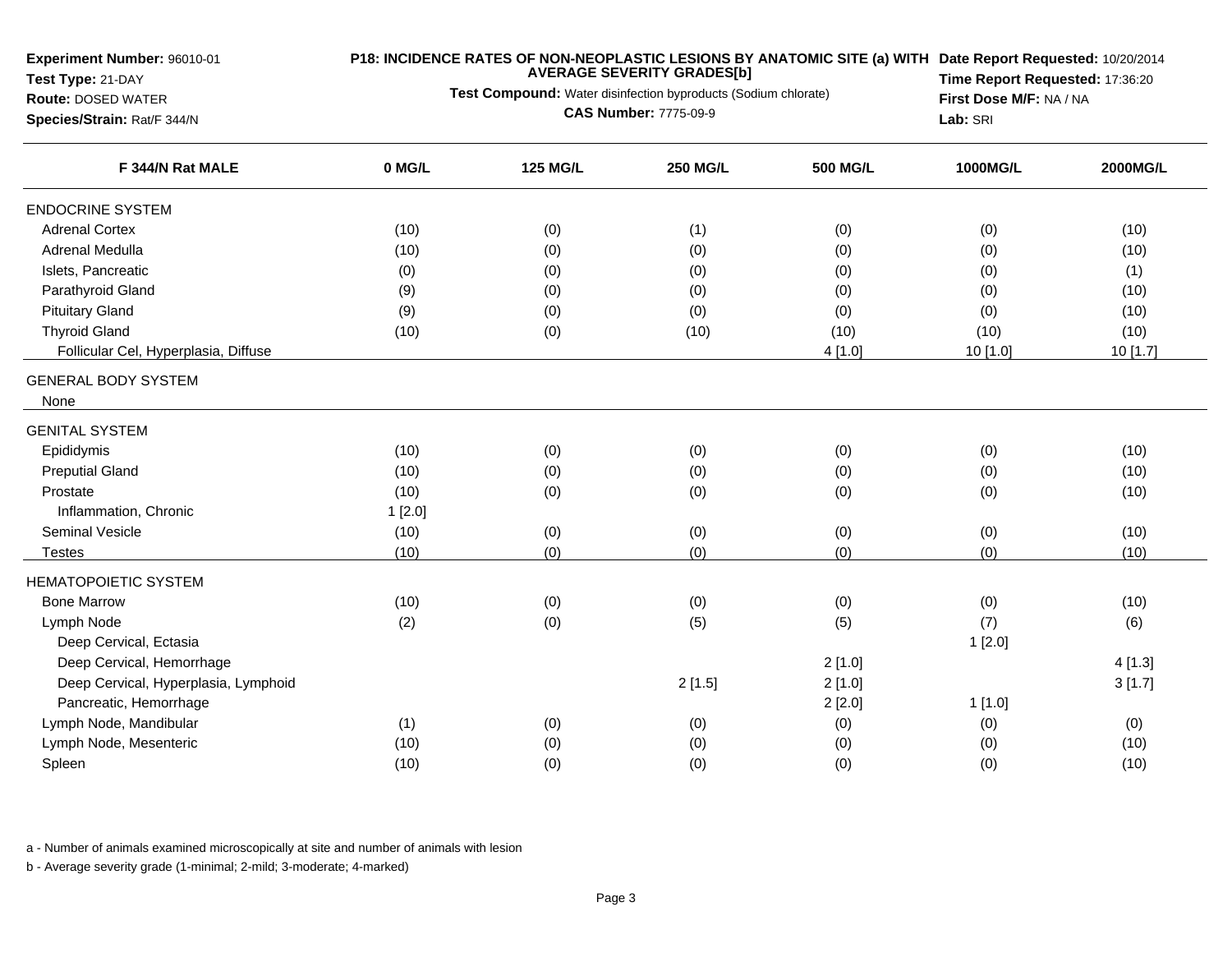**Experiment Number:** 96010-01
**Test Type:** 21-DAY
**Route:** DOSED WATER
**Species/Strain:** Rat/F 344/N

**P18: INCIDENCE RATES OF NON-NEOPLASTIC LESIONS BY ANATOMIC SITE (a) WITH AVERAGE SEVERITY GRADES[b]**
**Test Compound:** Water disinfection byproducts (Sodium chlorate)
**CAS Number:** 7775-09-9

**Date Report Requested:** 10/20/2014
**Time Report Requested:** 17:36:20
**First Dose M/F:** NA / NA
**Lab:** SRI

| F 344/N Rat MALE | 0 MG/L | 125 MG/L | 250 MG/L | 500 MG/L | 1000MG/L | 2000MG/L |
|---|---|---|---|---|---|---|
| ENDOCRINE SYSTEM | | | | | | |
| Adrenal Cortex | (10) | (0) | (1) | (0) | (0) | (10) |
| Adrenal Medulla | (10) | (0) | (0) | (0) | (0) | (10) |
| Islets, Pancreatic | (0) | (0) | (0) | (0) | (0) | (1) |
| Parathyroid Gland | (9) | (0) | (0) | (0) | (0) | (10) |
| Pituitary Gland | (9) | (0) | (0) | (0) | (0) | (10) |
| Thyroid Gland | (10) | (0) | (10) | (10) | (10) | (10) |
| Follicular Cel, Hyperplasia, Diffuse | | | | 4 [1.0] | 10 [1.0] | 10 [1.7] |
| GENERAL BODY SYSTEM | | | | | | |
| None | | | | | | |
| GENITAL SYSTEM | | | | | | |
| Epididymis | (10) | (0) | (0) | (0) | (0) | (10) |
| Preputial Gland | (10) | (0) | (0) | (0) | (0) | (10) |
| Prostate | (10) | (0) | (0) | (0) | (0) | (10) |
| Inflammation, Chronic | 1 [2.0] | | | | | |
| Seminal Vesicle | (10) | (0) | (0) | (0) | (0) | (10) |
| Testes | (10) | (0) | (0) | (0) | (0) | (10) |
| HEMATOPOIETIC SYSTEM | | | | | | |
| Bone Marrow | (10) | (0) | (0) | (0) | (0) | (10) |
| Lymph Node | (2) | (0) | (5) | (5) | (7) | (6) |
| Deep Cervical, Ectasia | | | | | 1 [2.0] | |
| Deep Cervical, Hemorrhage | | | | 2 [1.0] | | 4 [1.3] |
| Deep Cervical, Hyperplasia, Lymphoid | | | 2 [1.5] | 2 [1.0] | | 3 [1.7] |
| Pancreatic, Hemorrhage | | | | 2 [2.0] | 1 [1.0] | |
| Lymph Node, Mandibular | (1) | (0) | (0) | (0) | (0) | (0) |
| Lymph Node, Mesenteric | (10) | (0) | (0) | (0) | (0) | (10) |
| Spleen | (10) | (0) | (0) | (0) | (0) | (10) |

a - Number of animals examined microscopically at site and number of animals with lesion

b - Average severity grade (1-minimal; 2-mild; 3-moderate; 4-marked)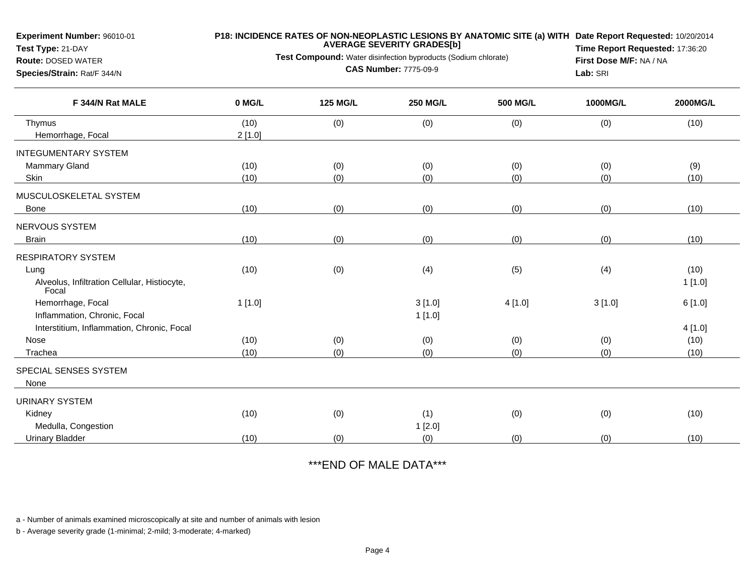**Experiment Number:** 96010-01
**Test Type:** 21-DAY
**Route:** DOSED WATER
**Species/Strain:** Rat/F 344/N

**P18: INCIDENCE RATES OF NON-NEOPLASTIC LESIONS BY ANATOMIC SITE (a) WITH AVERAGE SEVERITY GRADES[b]**
**Test Compound:** Water disinfection byproducts (Sodium chlorate)
**CAS Number:** 7775-09-9

**Date Report Requested:** 10/20/2014
**Time Report Requested:** 17:36:20
**First Dose M/F:** NA / NA
**Lab:** SRI

| F 344/N Rat MALE | 0 MG/L | 125 MG/L | 250 MG/L | 500 MG/L | 1000MG/L | 2000MG/L |
|---|---|---|---|---|---|---|
| Thymus | (10) | (0) | (0) | (0) | (0) | (10) |
| Hemorrhage, Focal | 2 [1.0] | | | | | |
| INTEGUMENTARY SYSTEM | | | | | | |
| Mammary Gland | (10) | (0) | (0) | (0) | (0) | (9) |
| Skin | (10) | (0) | (0) | (0) | (0) | (10) |
| MUSCULOSKELETAL SYSTEM | | | | | | |
| Bone | (10) | (0) | (0) | (0) | (0) | (10) |
| NERVOUS SYSTEM | | | | | | |
| Brain | (10) | (0) | (0) | (0) | (0) | (10) |
| RESPIRATORY SYSTEM | | | | | | |
| Lung | (10) | (0) | (4) | (5) | (4) | (10) |
| Alveolus, Infiltration Cellular, Histiocyte, Focal | | | | | | 1 [1.0] |
| Hemorrhage, Focal | 1 [1.0] | | 3 [1.0] | 4 [1.0] | 3 [1.0] | 6 [1.0] |
| Inflammation, Chronic, Focal | | | 1 [1.0] | | | |
| Interstitium, Inflammation, Chronic, Focal | | | | | | 4 [1.0] |
| Nose | (10) | (0) | (0) | (0) | (0) | (10) |
| Trachea | (10) | (0) | (0) | (0) | (0) | (10) |
| SPECIAL SENSES SYSTEM | | | | | | |
| None | | | | | | |
| URINARY SYSTEM | | | | | | |
| Kidney | (10) | (0) | (1) | (0) | (0) | (10) |
| Medulla, Congestion | | | 1 [2.0] | | | |
| Urinary Bladder | (10) | (0) | (0) | (0) | (0) | (10) |

***END OF MALE DATA***

a - Number of animals examined microscopically at site and number of animals with lesion

b - Average severity grade (1-minimal; 2-mild; 3-moderate; 4-marked)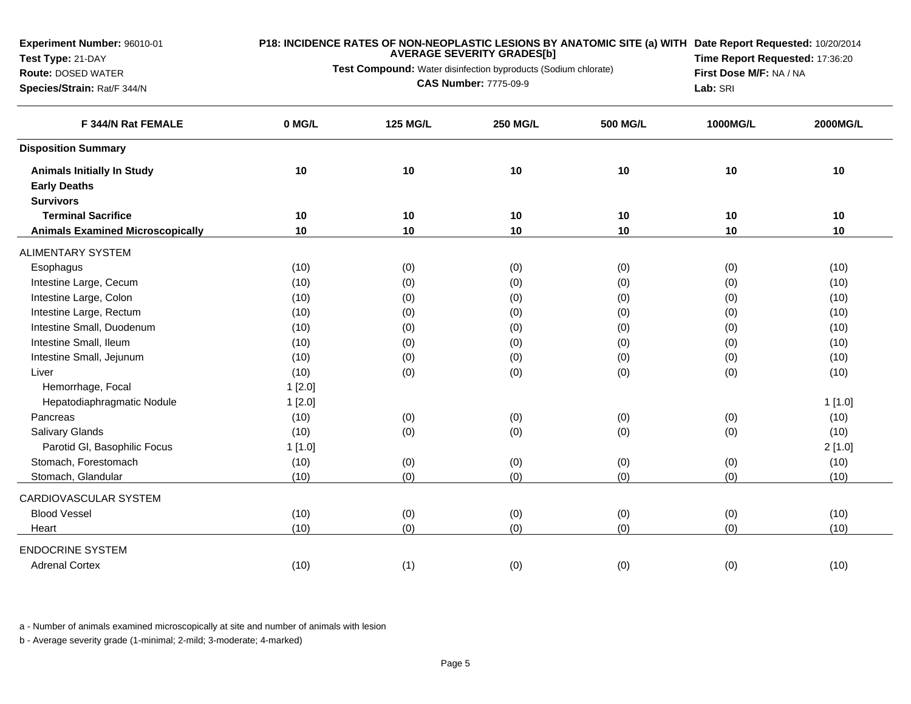**Experiment Number:** 96010-01
**Test Type:** 21-DAY
**Route:** DOSED WATER
**Species/Strain:** Rat/F 344/N

**P18: INCIDENCE RATES OF NON-NEOPLASTIC LESIONS BY ANATOMIC SITE (a) WITH AVERAGE SEVERITY GRADES[b]**

**Test Compound:** Water disinfection byproducts (Sodium chlorate)

**CAS Number:** 7775-09-9

**Date Report Requested:** 10/20/2014
**Time Report Requested:** 17:36:20
**First Dose M/F:** NA / NA
**Lab:** SRI

| F 344/N Rat FEMALE | 0 MG/L | 125 MG/L | 250 MG/L | 500 MG/L | 1000MG/L | 2000MG/L |
|---|---|---|---|---|---|---|
| **Disposition Summary** | | | | | | |
| **Animals Initially In Study** | 10 | 10 | 10 | 10 | 10 | 10 |
| **Early Deaths** | | | | | | |
| **Survivors** | | | | | | |
| **Terminal Sacrifice** | 10 | 10 | 10 | 10 | 10 | 10 |
| **Animals Examined Microscopically** | 10 | 10 | 10 | 10 | 10 | 10 |
| ALIMENTARY SYSTEM | | | | | | |
| Esophagus | (10) | (0) | (0) | (0) | (0) | (10) |
| Intestine Large, Cecum | (10) | (0) | (0) | (0) | (0) | (10) |
| Intestine Large, Colon | (10) | (0) | (0) | (0) | (0) | (10) |
| Intestine Large, Rectum | (10) | (0) | (0) | (0) | (0) | (10) |
| Intestine Small, Duodenum | (10) | (0) | (0) | (0) | (0) | (10) |
| Intestine Small, Ileum | (10) | (0) | (0) | (0) | (0) | (10) |
| Intestine Small, Jejunum | (10) | (0) | (0) | (0) | (0) | (10) |
| Liver | (10) | (0) | (0) | (0) | (0) | (10) |
| Hemorrhage, Focal | 1 [2.0] | | | | | |
| Hepatodiaphragmatic Nodule | 1 [2.0] | | | | | 1 [1.0] |
| Pancreas | (10) | (0) | (0) | (0) | (0) | (10) |
| Salivary Glands | (10) | (0) | (0) | (0) | (0) | (10) |
| Parotid Gl, Basophilic Focus | 1 [1.0] | | | | | 2 [1.0] |
| Stomach, Forestomach | (10) | (0) | (0) | (0) | (0) | (10) |
| Stomach, Glandular | (10) | (0) | (0) | (0) | (0) | (10) |
| CARDIOVASCULAR SYSTEM | | | | | | |
| Blood Vessel | (10) | (0) | (0) | (0) | (0) | (10) |
| Heart | (10) | (0) | (0) | (0) | (0) | (10) |
| ENDOCRINE SYSTEM | | | | | | |
| Adrenal Cortex | (10) | (1) | (0) | (0) | (0) | (10) |

a - Number of animals examined microscopically at site and number of animals with lesion

b - Average severity grade (1-minimal; 2-mild; 3-moderate; 4-marked)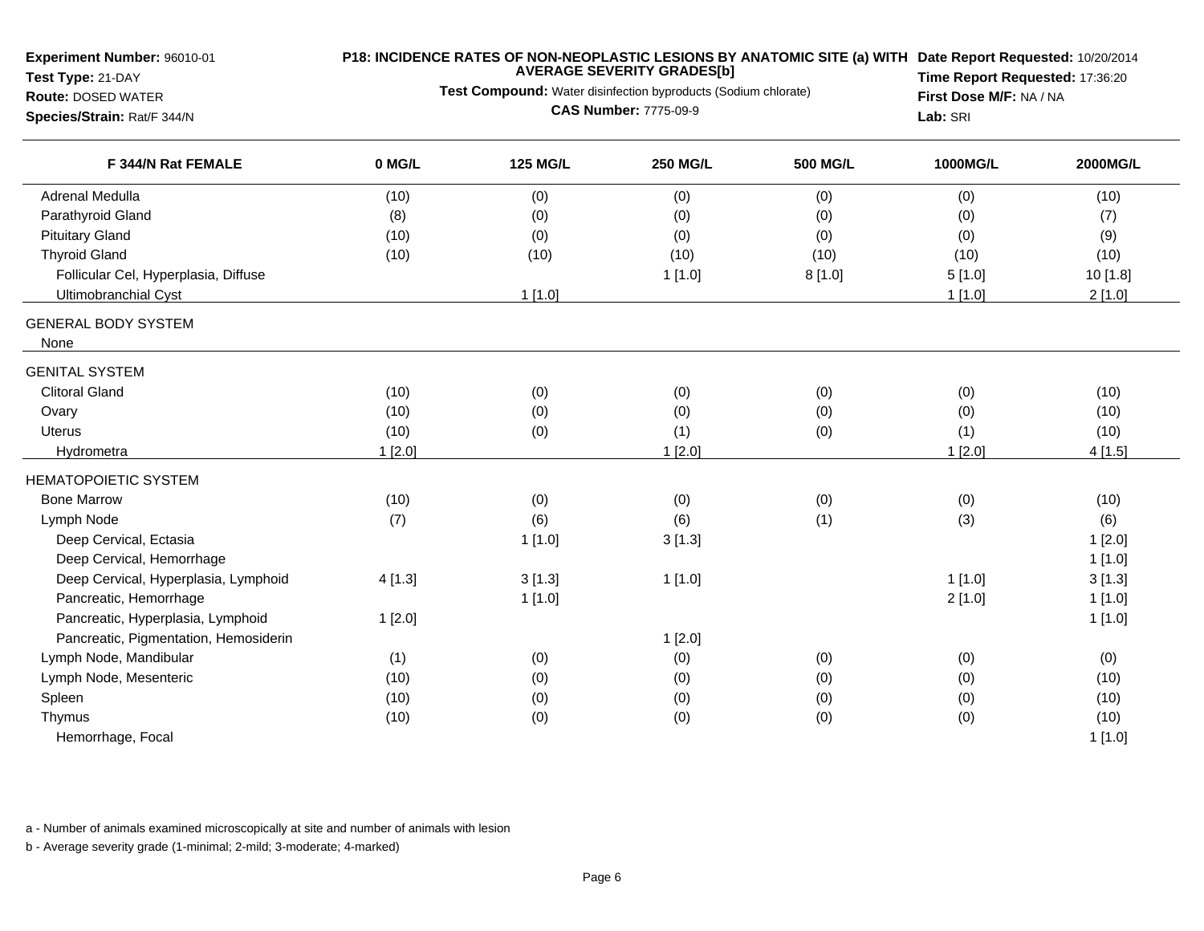**Experiment Number:** 96010-01
**Test Type:** 21-DAY
**Route:** DOSED WATER
**Species/Strain:** Rat/F 344/N

**P18: INCIDENCE RATES OF NON-NEOPLASTIC LESIONS BY ANATOMIC SITE (a) WITH AVERAGE SEVERITY GRADES[b]**
**Test Compound:** Water disinfection byproducts (Sodium chlorate)
**CAS Number:** 7775-09-9

**Date Report Requested:** 10/20/2014
**Time Report Requested:** 17:36:20
**First Dose M/F:** NA / NA
**Lab:** SRI

| F 344/N Rat FEMALE | 0 MG/L | 125 MG/L | 250 MG/L | 500 MG/L | 1000MG/L | 2000MG/L |
|---|---|---|---|---|---|---|
| Adrenal Medulla | (10) | (0) | (0) | (0) | (0) | (10) |
| Parathyroid Gland | (8) | (0) | (0) | (0) | (0) | (7) |
| Pituitary Gland | (10) | (0) | (0) | (0) | (0) | (9) |
| Thyroid Gland | (10) | (10) | (10) | (10) | (10) | (10) |
| Follicular Cel, Hyperplasia, Diffuse | | | 1 [1.0] | 8 [1.0] | 5 [1.0] | 10 [1.8] |
| Ultimobranchial Cyst | | 1 [1.0] | | | 1 [1.0] | 2 [1.0] |
| GENERAL BODY SYSTEM | | | | | | |
| None | | | | | | |
| GENITAL SYSTEM | | | | | | |
| Clitoral Gland | (10) | (0) | (0) | (0) | (0) | (10) |
| Ovary | (10) | (0) | (0) | (0) | (0) | (10) |
| Uterus | (10) | (0) | (1) | (0) | (1) | (10) |
| Hydrometra | 1 [2.0] | | 1 [2.0] | | 1 [2.0] | 4 [1.5] |
| HEMATOPOIETIC SYSTEM | | | | | | |
| Bone Marrow | (10) | (0) | (0) | (0) | (0) | (10) |
| Lymph Node | (7) | (6) | (6) | (1) | (3) | (6) |
| Deep Cervical, Ectasia | | 1 [1.0] | 3 [1.3] | | | 1 [2.0] |
| Deep Cervical, Hemorrhage | | | | | | 1 [1.0] |
| Deep Cervical, Hyperplasia, Lymphoid | 4 [1.3] | 3 [1.3] | 1 [1.0] | | 1 [1.0] | 3 [1.3] |
| Pancreatic, Hemorrhage | | 1 [1.0] | | | 2 [1.0] | 1 [1.0] |
| Pancreatic, Hyperplasia, Lymphoid | 1 [2.0] | | | | | 1 [1.0] |
| Pancreatic, Pigmentation, Hemosiderin | | | 1 [2.0] | | | |
| Lymph Node, Mandibular | (1) | (0) | (0) | (0) | (0) | (0) |
| Lymph Node, Mesenteric | (10) | (0) | (0) | (0) | (0) | (10) |
| Spleen | (10) | (0) | (0) | (0) | (0) | (10) |
| Thymus | (10) | (0) | (0) | (0) | (0) | (10) |
| Hemorrhage, Focal | | | | | | 1 [1.0] |

a - Number of animals examined microscopically at site and number of animals with lesion

b - Average severity grade (1-minimal; 2-mild; 3-moderate; 4-marked)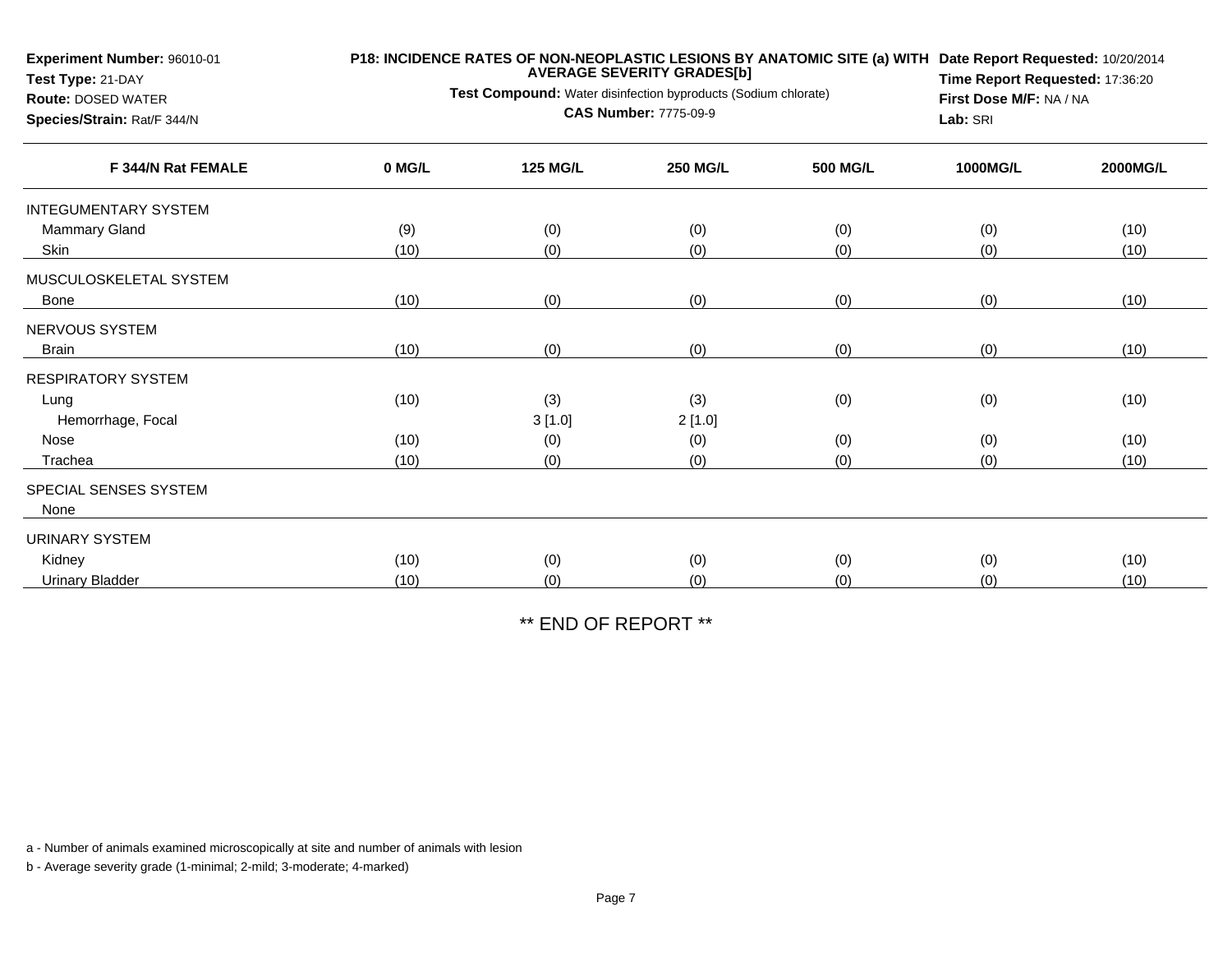**Experiment Number:** 96010-01
**Test Type:** 21-DAY
**Route:** DOSED WATER
**Species/Strain:** Rat/F 344/N

**P18: INCIDENCE RATES OF NON-NEOPLASTIC LESIONS BY ANATOMIC SITE (a) WITH AVERAGE SEVERITY GRADES[b]**

**Test Compound:** Water disinfection byproducts (Sodium chlorate)

**CAS Number:** 7775-09-9

**Date Report Requested:** 10/20/2014
**Time Report Requested:** 17:36:20
**First Dose M/F:** NA / NA
**Lab:** SRI

| F 344/N Rat FEMALE | 0 MG/L | 125 MG/L | 250 MG/L | 500 MG/L | 1000MG/L | 2000MG/L |
|---|---|---|---|---|---|---|
| INTEGUMENTARY SYSTEM | | | | | | |
| Mammary Gland | (9) | (0) | (0) | (0) | (0) | (10) |
| Skin | (10) | (0) | (0) | (0) | (0) | (10) |
| MUSCULOSKELETAL SYSTEM | | | | | | |
| Bone | (10) | (0) | (0) | (0) | (0) | (10) |
| NERVOUS SYSTEM | | | | | | |
| Brain | (10) | (0) | (0) | (0) | (0) | (10) |
| RESPIRATORY SYSTEM | | | | | | |
| Lung | (10) | (3) | (3) | (0) | (0) | (10) |
| Hemorrhage, Focal | | 3 [1.0] | 2 [1.0] | | | |
| Nose | (10) | (0) | (0) | (0) | (0) | (10) |
| Trachea | (10) | (0) | (0) | (0) | (0) | (10) |
| SPECIAL SENSES SYSTEM | | | | | | |
| None | | | | | | |
| URINARY SYSTEM | | | | | | |
| Kidney | (10) | (0) | (0) | (0) | (0) | (10) |
| Urinary Bladder | (10) | (0) | (0) | (0) | (0) | (10) |

\*\* END OF REPORT \*\*

a - Number of animals examined microscopically at site and number of animals with lesion

b - Average severity grade (1-minimal; 2-mild; 3-moderate; 4-marked)